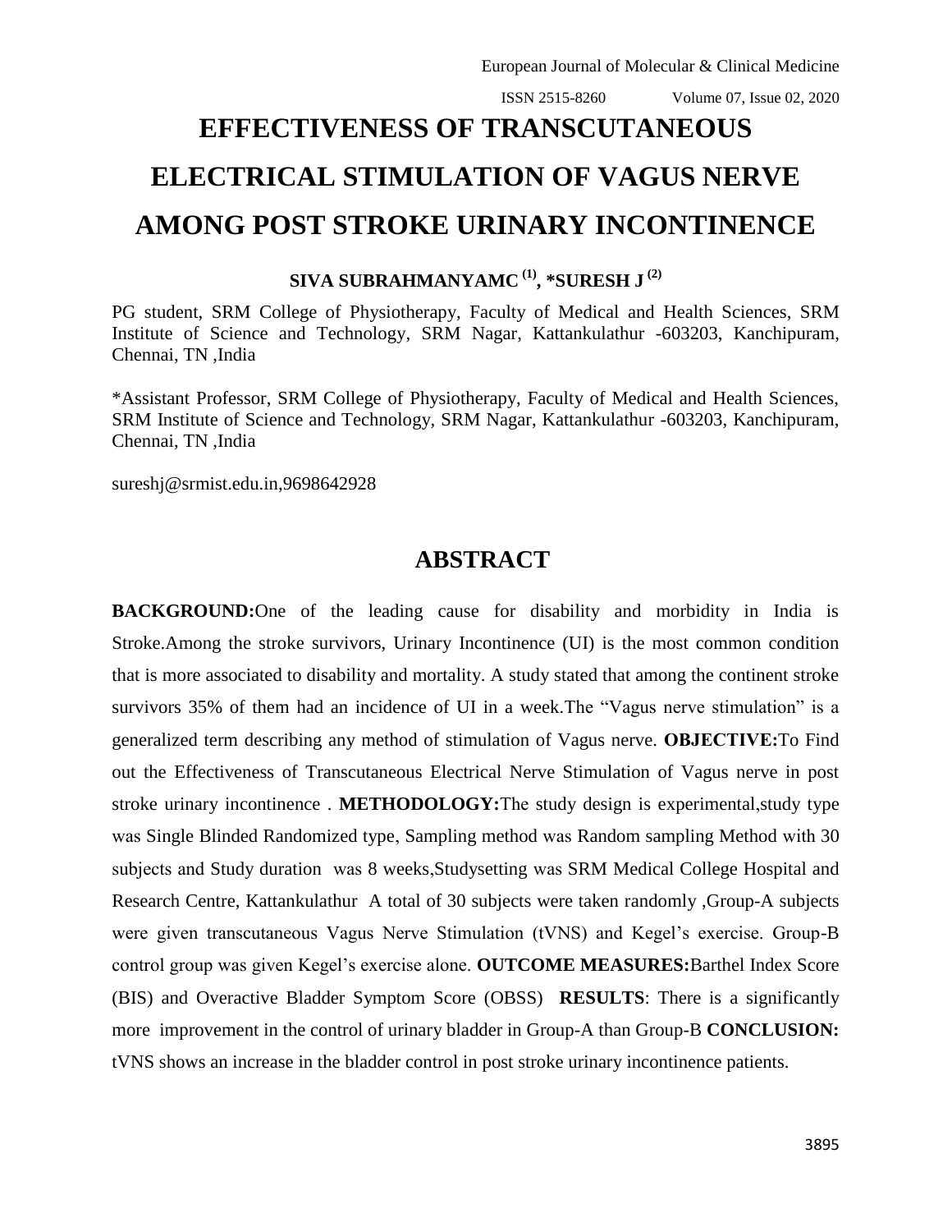# EFFECTIVENESS OF TRANSCUTANEOUS ELECTRICAL STIMULATION OF VAGUS NERVE AMONG POST STROKE URINARY INCONTINENCE

**SIVA SUBRAHMANYAMC [1], *SURESH J [2]**

PG student, SRM College of Physiotherapy, Faculty of Medical and Health Sciences, SRM Institute of Science and Technology, SRM Nagar, Kattankulathur -603203, Kanchipuram, Chennai, TN ,India

*Assistant Professor, SRM College of Physiotherapy, Faculty of Medical and Health Sciences, SRM Institute of Science and Technology, SRM Nagar, Kattankulathur -603203, Kanchipuram, Chennai, TN ,India

sureshj@srmist.edu.in,9698642928

## ABSTRACT

**BACKGROUND:**One of the leading cause for disability and morbidity in India is Stroke.Among the stroke survivors, Urinary Incontinence (UI) is the most common condition that is more associated to disability and mortality. A study stated that among the continent stroke survivors 35% of them had an incidence of UI in a week.The "Vagus nerve stimulation" is a generalized term describing any method of stimulation of Vagus nerve. **OBJECTIVE:**To Find out the Effectiveness of Transcutaneous Electrical Nerve Stimulation of Vagus nerve in post stroke urinary incontinence . **METHODOLOGY:**The study design is experimental,study type was Single Blinded Randomized type, Sampling method was Random sampling Method with 30 subjects and Study duration was 8 weeks,Studysetting was SRM Medical College Hospital and Research Centre, Kattankulathur A total of 30 subjects were taken randomly ,Group-A subjects were given transcutaneous Vagus Nerve Stimulation (tVNS) and Kegel's exercise. Group-B control group was given Kegel's exercise alone. **OUTCOME MEASURES:**Barthel Index Score (BIS) and Overactive Bladder Symptom Score (OBSS) **RESULTS**: There is a significantly more improvement in the control of urinary bladder in Group-A than Group-B **CONCLUSION:** tVNS shows an increase in the bladder control in post stroke urinary incontinence patients.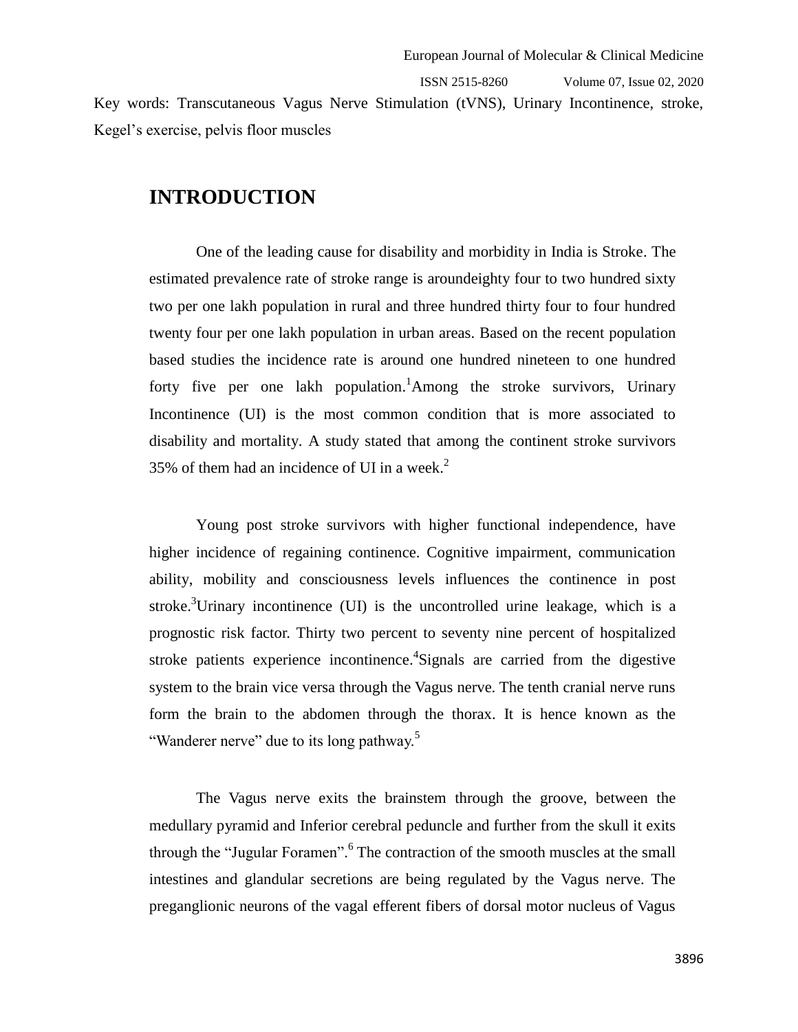Key words: Transcutaneous Vagus Nerve Stimulation (tVNS), Urinary Incontinence, stroke, Kegel's exercise, pelvis floor muscles

## INTRODUCTION

One of the leading cause for disability and morbidity in India is Stroke. The estimated prevalence rate of stroke range is aroundeighty four to two hundred sixty two per one lakh population in rural and three hundred thirty four to four hundred twenty four per one lakh population in urban areas. Based on the recent population based studies the incidence rate is around one hundred nineteen to one hundred forty five per one lakh population.[1]Among the stroke survivors, Urinary Incontinence (UI) is the most common condition that is more associated to disability and mortality. A study stated that among the continent stroke survivors 35% of them had an incidence of UI in a week.[2]

Young post stroke survivors with higher functional independence, have higher incidence of regaining continence. Cognitive impairment, communication ability, mobility and consciousness levels influences the continence in post stroke.[3]Urinary incontinence (UI) is the uncontrolled urine leakage, which is a prognostic risk factor. Thirty two percent to seventy nine percent of hospitalized stroke patients experience incontinence.[4]Signals are carried from the digestive system to the brain vice versa through the Vagus nerve. The tenth cranial nerve runs form the brain to the abdomen through the thorax. It is hence known as the "Wanderer nerve" due to its long pathway.[5]

The Vagus nerve exits the brainstem through the groove, between the medullary pyramid and Inferior cerebral peduncle and further from the skull it exits through the "Jugular Foramen".[6] The contraction of the smooth muscles at the small intestines and glandular secretions are being regulated by the Vagus nerve. The preganglionic neurons of the vagal efferent fibers of dorsal motor nucleus of Vagus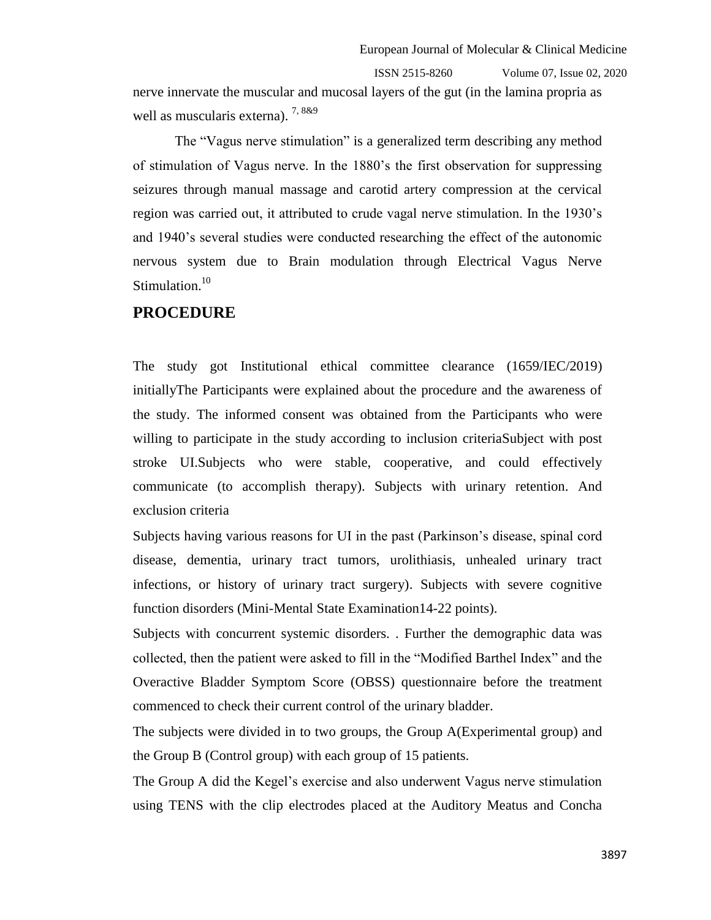nerve innervate the muscular and mucosal layers of the gut (in the lamina propria as well as muscularis externa). [7, 8&9]

The "Vagus nerve stimulation" is a generalized term describing any method of stimulation of Vagus nerve. In the 1880's the first observation for suppressing seizures through manual massage and carotid artery compression at the cervical region was carried out, it attributed to crude vagal nerve stimulation. In the 1930's and 1940's several studies were conducted researching the effect of the autonomic nervous system due to Brain modulation through Electrical Vagus Nerve Stimulation.[10]

## PROCEDURE

The study got Institutional ethical committee clearance (1659/IEC/2019) initiallyThe Participants were explained about the procedure and the awareness of the study. The informed consent was obtained from the Participants who were willing to participate in the study according to inclusion criteriaSubject with post stroke UI.Subjects who were stable, cooperative, and could effectively communicate (to accomplish therapy). Subjects with urinary retention. And exclusion criteria

Subjects having various reasons for UI in the past (Parkinson's disease, spinal cord disease, dementia, urinary tract tumors, urolithiasis, unhealed urinary tract infections, or history of urinary tract surgery). Subjects with severe cognitive function disorders (Mini-Mental State Examination14-22 points).

Subjects with concurrent systemic disorders. . Further the demographic data was collected, then the patient were asked to fill in the "Modified Barthel Index" and the Overactive Bladder Symptom Score (OBSS) questionnaire before the treatment commenced to check their current control of the urinary bladder.

The subjects were divided in to two groups, the Group A(Experimental group) and the Group B (Control group) with each group of 15 patients.

The Group A did the Kegel's exercise and also underwent Vagus nerve stimulation using TENS with the clip electrodes placed at the Auditory Meatus and Concha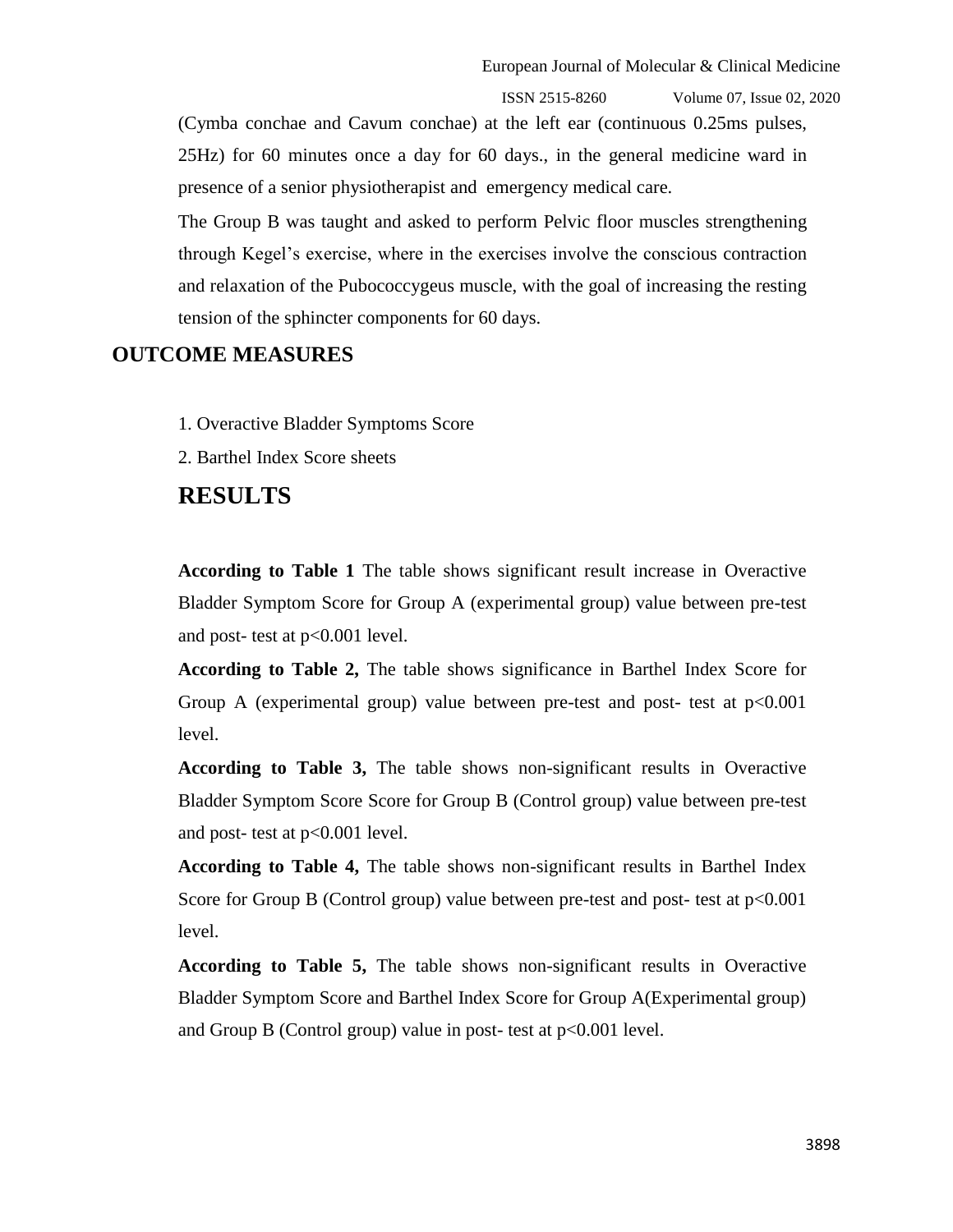(Cymba conchae and Cavum conchae) at the left ear (continuous 0.25ms pulses, 25Hz) for 60 minutes once a day for 60 days., in the general medicine ward in presence of a senior physiotherapist and emergency medical care.

The Group B was taught and asked to perform Pelvic floor muscles strengthening through Kegel's exercise, where in the exercises involve the conscious contraction and relaxation of the Pubococcygeus muscle, with the goal of increasing the resting tension of the sphincter components for 60 days.

## OUTCOME MEASURES

1. Overactive Bladder Symptoms Score
2. Barthel Index Score sheets

## RESULTS

**According to Table 1** The table shows significant result increase in Overactive Bladder Symptom Score for Group A (experimental group) value between pre-test and post- test at $p<0.001$ level.

**According to Table 2,** The table shows significance in Barthel Index Score for Group A (experimental group) value between pre-test and post- test at $p<0.001$ level.

**According to Table 3,** The table shows non-significant results in Overactive Bladder Symptom Score Score for Group B (Control group) value between pre-test and post- test at $p<0.001$ level.

**According to Table 4,** The table shows non-significant results in Barthel Index Score for Group B (Control group) value between pre-test and post- test at $p<0.001$ level.

**According to Table 5,** The table shows non-significant results in Overactive Bladder Symptom Score and Barthel Index Score for Group A(Experimental group) and Group B (Control group) value in post- test at $p<0.001$ level.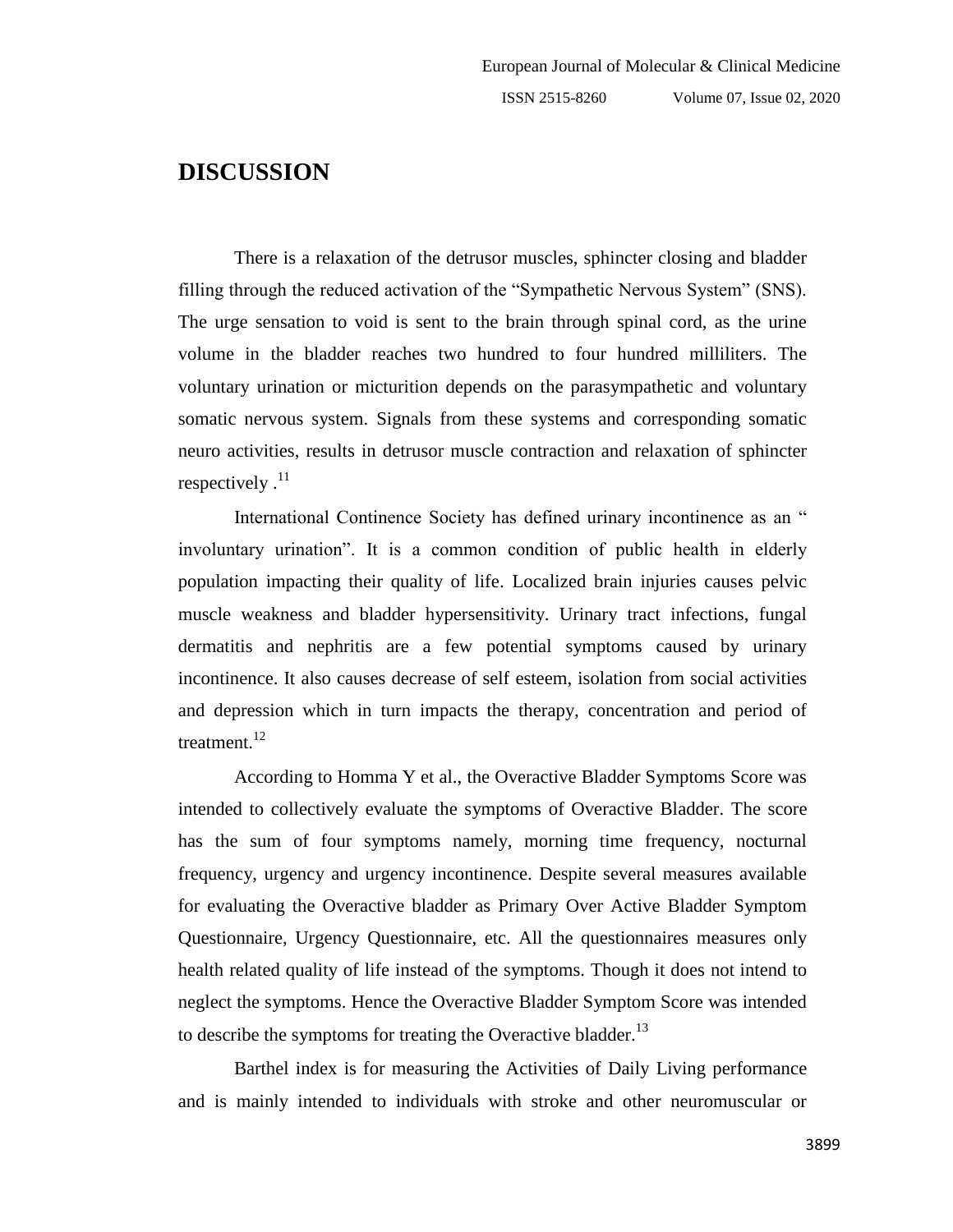## DISCUSSION

There is a relaxation of the detrusor muscles, sphincter closing and bladder filling through the reduced activation of the "Sympathetic Nervous System" (SNS). The urge sensation to void is sent to the brain through spinal cord, as the urine volume in the bladder reaches two hundred to four hundred milliliters. The voluntary urination or micturition depends on the parasympathetic and voluntary somatic nervous system. Signals from these systems and corresponding somatic neuro activities, results in detrusor muscle contraction and relaxation of sphincter respectively .[11]

International Continence Society has defined urinary incontinence as an " involuntary urination". It is a common condition of public health in elderly population impacting their quality of life. Localized brain injuries causes pelvic muscle weakness and bladder hypersensitivity. Urinary tract infections, fungal dermatitis and nephritis are a few potential symptoms caused by urinary incontinence. It also causes decrease of self esteem, isolation from social activities and depression which in turn impacts the therapy, concentration and period of treatment.[12]

According to Homma Y et al., the Overactive Bladder Symptoms Score was intended to collectively evaluate the symptoms of Overactive Bladder. The score has the sum of four symptoms namely, morning time frequency, nocturnal frequency, urgency and urgency incontinence. Despite several measures available for evaluating the Overactive bladder as Primary Over Active Bladder Symptom Questionnaire, Urgency Questionnaire, etc. All the questionnaires measures only health related quality of life instead of the symptoms. Though it does not intend to neglect the symptoms. Hence the Overactive Bladder Symptom Score was intended to describe the symptoms for treating the Overactive bladder.[13]

Barthel index is for measuring the Activities of Daily Living performance and is mainly intended to individuals with stroke and other neuromuscular or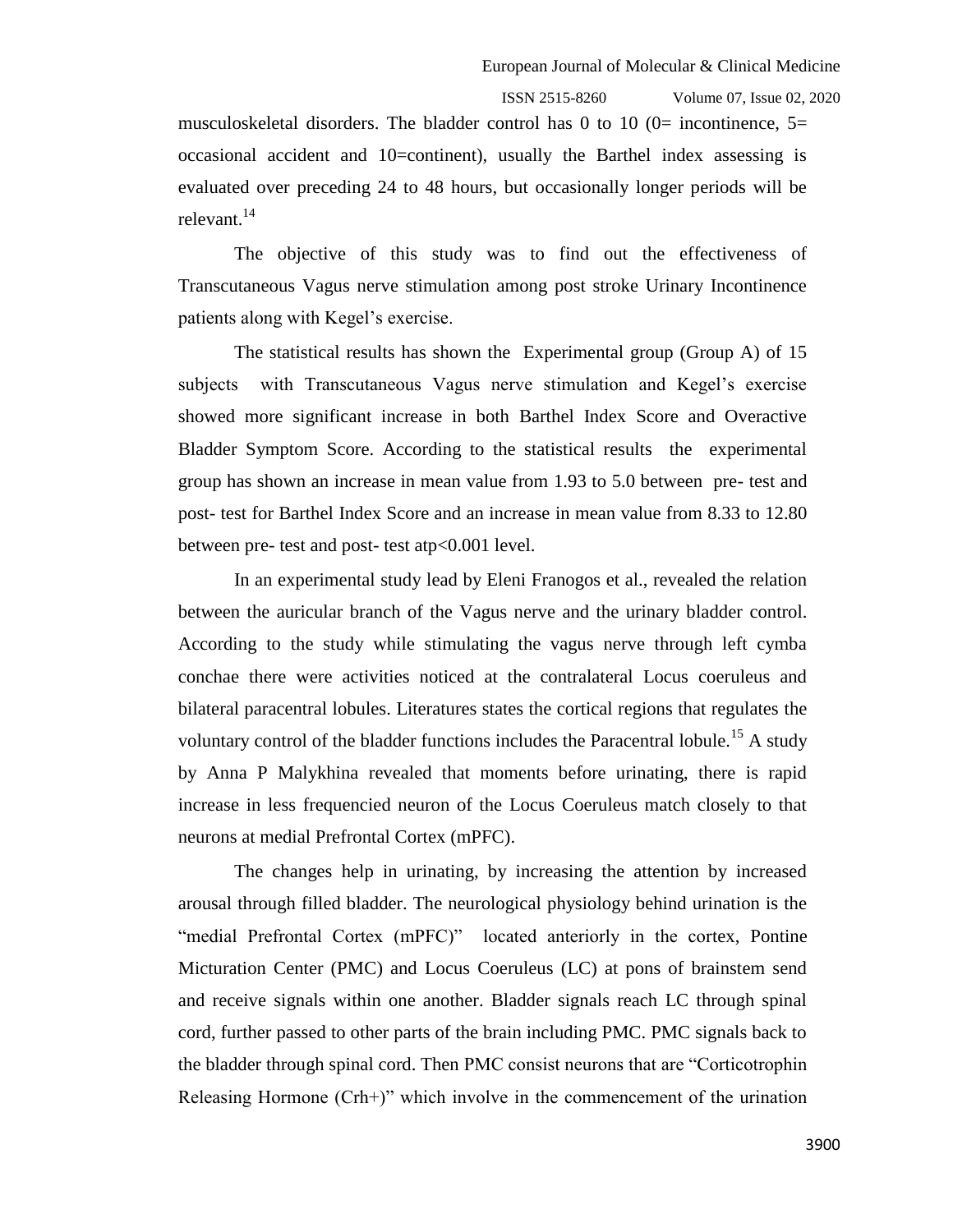musculoskeletal disorders. The bladder control has 0 to 10 (0= incontinence, 5= occasional accident and 10=continent), usually the Barthel index assessing is evaluated over preceding 24 to 48 hours, but occasionally longer periods will be relevant.[14]

The objective of this study was to find out the effectiveness of Transcutaneous Vagus nerve stimulation among post stroke Urinary Incontinence patients along with Kegel's exercise.

The statistical results has shown the Experimental group (Group A) of 15 subjects with Transcutaneous Vagus nerve stimulation and Kegel's exercise showed more significant increase in both Barthel Index Score and Overactive Bladder Symptom Score. According to the statistical results the experimental group has shown an increase in mean value from 1.93 to 5.0 between pre- test and post- test for Barthel Index Score and an increase in mean value from 8.33 to 12.80 between pre- test and post- test atp<0.001 level.

In an experimental study lead by Eleni Franogos et al., revealed the relation between the auricular branch of the Vagus nerve and the urinary bladder control. According to the study while stimulating the vagus nerve through left cymba conchae there were activities noticed at the contralateral Locus coeruleus and bilateral paracentral lobules. Literatures states the cortical regions that regulates the voluntary control of the bladder functions includes the Paracentral lobule.[15] A study by Anna P Malykhina revealed that moments before urinating, there is rapid increase in less frequencied neuron of the Locus Coeruleus match closely to that neurons at medial Prefrontal Cortex (mPFC).

The changes help in urinating, by increasing the attention by increased arousal through filled bladder. The neurological physiology behind urination is the "medial Prefrontal Cortex (mPFC)" located anteriorly in the cortex, Pontine Micturation Center (PMC) and Locus Coeruleus (LC) at pons of brainstem send and receive signals within one another. Bladder signals reach LC through spinal cord, further passed to other parts of the brain including PMC. PMC signals back to the bladder through spinal cord. Then PMC consist neurons that are "Corticotrophin Releasing Hormone (Crh+)" which involve in the commencement of the urination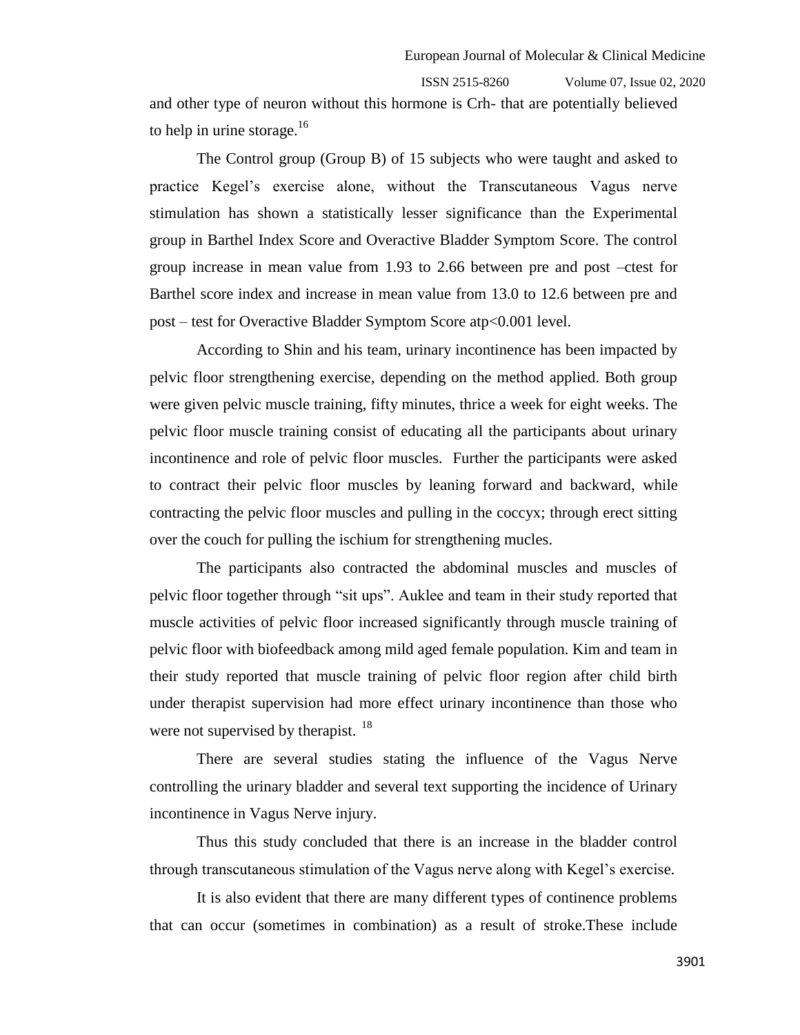and other type of neuron without this hormone is Crh- that are potentially believed to help in urine storage.[16]

The Control group (Group B) of 15 subjects who were taught and asked to practice Kegel's exercise alone, without the Transcutaneous Vagus nerve stimulation has shown a statistically lesser significance than the Experimental group in Barthel Index Score and Overactive Bladder Symptom Score. The control group increase in mean value from 1.93 to 2.66 between pre and post –ctest for Barthel score index and increase in mean value from 13.0 to 12.6 between pre and post – test for Overactive Bladder Symptom Score atp<0.001 level.

According to Shin and his team, urinary incontinence has been impacted by pelvic floor strengthening exercise, depending on the method applied. Both group were given pelvic muscle training, fifty minutes, thrice a week for eight weeks. The pelvic floor muscle training consist of educating all the participants about urinary incontinence and role of pelvic floor muscles. Further the participants were asked to contract their pelvic floor muscles by leaning forward and backward, while contracting the pelvic floor muscles and pulling in the coccyx; through erect sitting over the couch for pulling the ischium for strengthening mucles.

The participants also contracted the abdominal muscles and muscles of pelvic floor together through "sit ups". Auklee and team in their study reported that muscle activities of pelvic floor increased significantly through muscle training of pelvic floor with biofeedback among mild aged female population. Kim and team in their study reported that muscle training of pelvic floor region after child birth under therapist supervision had more effect urinary incontinence than those who were not supervised by therapist. [18]

There are several studies stating the influence of the Vagus Nerve controlling the urinary bladder and several text supporting the incidence of Urinary incontinence in Vagus Nerve injury.

Thus this study concluded that there is an increase in the bladder control through transcutaneous stimulation of the Vagus nerve along with Kegel's exercise.

It is also evident that there are many different types of continence problems that can occur (sometimes in combination) as a result of stroke.These include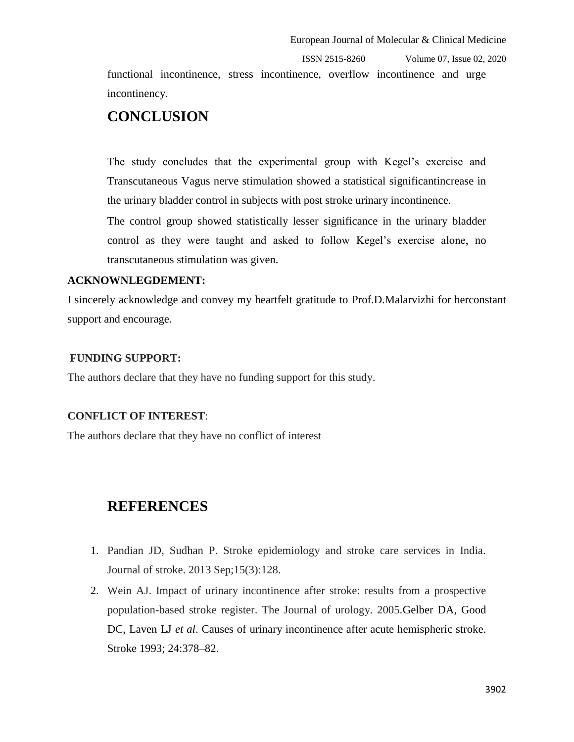functional incontinence, stress incontinence, overflow incontinence and urge incontinency.

# CONCLUSION

The study concludes that the experimental group with Kegel's exercise and Transcutaneous Vagus nerve stimulation showed a statistical significantincrease in the urinary bladder control in subjects with post stroke urinary incontinence.

The control group showed statistically lesser significance in the urinary bladder control as they were taught and asked to follow Kegel's exercise alone, no transcutaneous stimulation was given.

**ACKNOWNLEGDEMENT:**

I sincerely acknowledge and convey my heartfelt gratitude to Prof.D.Malarvizhi for herconstant support and encourage.

**FUNDING SUPPORT:**

The authors declare that they have no funding support for this study.

**CONFLICT OF INTEREST**:

The authors declare that they have no conflict of interest

# REFERENCES

1. Pandian JD, Sudhan P. Stroke epidemiology and stroke care services in India. Journal of stroke. 2013 Sep;15(3):128.
2. Wein AJ. Impact of urinary incontinence after stroke: results from a prospective population-based stroke register. The Journal of urology. 2005.Gelber DA, Good DC, Laven LJ *et al*. Causes of urinary incontinence after acute hemispheric stroke. Stroke 1993; 24:378–82.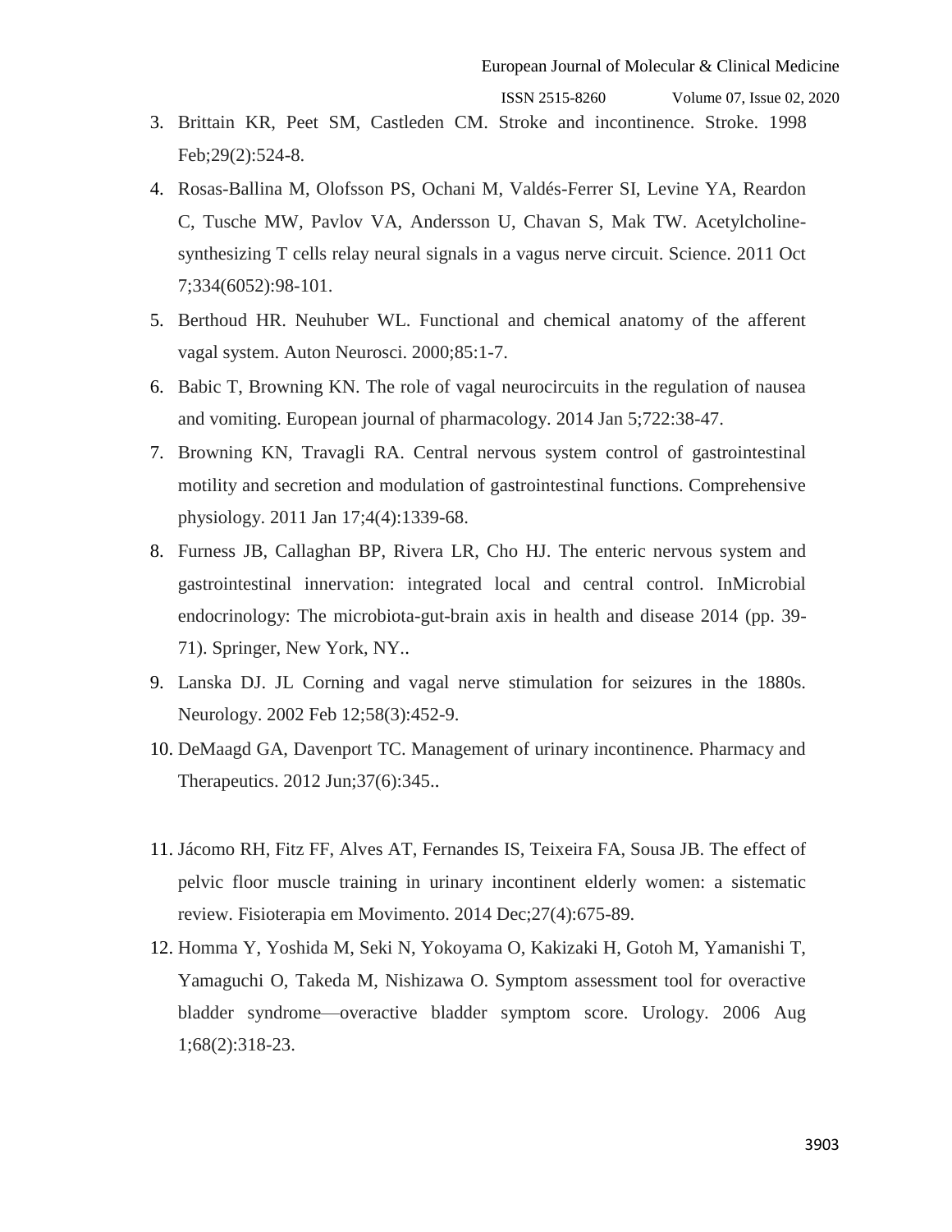3. Brittain KR, Peet SM, Castleden CM. Stroke and incontinence. Stroke. 1998 Feb;29(2):524-8.
4. Rosas-Ballina M, Olofsson PS, Ochani M, Valdés-Ferrer SI, Levine YA, Reardon C, Tusche MW, Pavlov VA, Andersson U, Chavan S, Mak TW. Acetylcholine-synthesizing T cells relay neural signals in a vagus nerve circuit. Science. 2011 Oct 7;334(6052):98-101.
5. Berthoud HR. Neuhuber WL. Functional and chemical anatomy of the afferent vagal system. Auton Neurosci. 2000;85:1-7.
6. Babic T, Browning KN. The role of vagal neurocircuits in the regulation of nausea and vomiting. European journal of pharmacology. 2014 Jan 5;722:38-47.
7. Browning KN, Travagli RA. Central nervous system control of gastrointestinal motility and secretion and modulation of gastrointestinal functions. Comprehensive physiology. 2011 Jan 17;4(4):1339-68.
8. Furness JB, Callaghan BP, Rivera LR, Cho HJ. The enteric nervous system and gastrointestinal innervation: integrated local and central control. InMicrobial endocrinology: The microbiota-gut-brain axis in health and disease 2014 (pp. 39-71). Springer, New York, NY..
9. Lanska DJ. JL Corning and vagal nerve stimulation for seizures in the 1880s. Neurology. 2002 Feb 12;58(3):452-9.
10. DeMaagd GA, Davenport TC. Management of urinary incontinence. Pharmacy and Therapeutics. 2012 Jun;37(6):345..
11. Jácomo RH, Fitz FF, Alves AT, Fernandes IS, Teixeira FA, Sousa JB. The effect of pelvic floor muscle training in urinary incontinent elderly women: a sistematic review. Fisioterapia em Movimento. 2014 Dec;27(4):675-89.
12. Homma Y, Yoshida M, Seki N, Yokoyama O, Kakizaki H, Gotoh M, Yamanishi T, Yamaguchi O, Takeda M, Nishizawa O. Symptom assessment tool for overactive bladder syndrome—overactive bladder symptom score. Urology. 2006 Aug 1;68(2):318-23.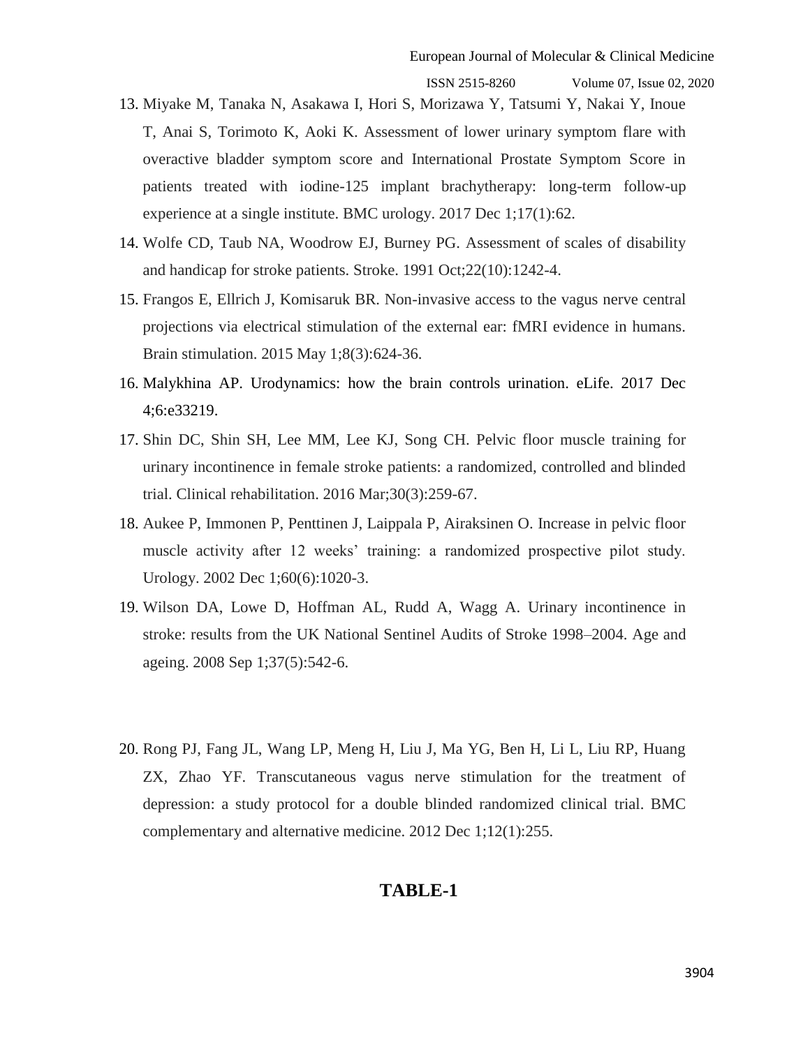13. Miyake M, Tanaka N, Asakawa I, Hori S, Morizawa Y, Tatsumi Y, Nakai Y, Inoue T, Anai S, Torimoto K, Aoki K. Assessment of lower urinary symptom flare with overactive bladder symptom score and International Prostate Symptom Score in patients treated with iodine-125 implant brachytherapy: long-term follow-up experience at a single institute. BMC urology. 2017 Dec 1;17(1):62.
14. Wolfe CD, Taub NA, Woodrow EJ, Burney PG. Assessment of scales of disability and handicap for stroke patients. Stroke. 1991 Oct;22(10):1242-4.
15. Frangos E, Ellrich J, Komisaruk BR. Non-invasive access to the vagus nerve central projections via electrical stimulation of the external ear: fMRI evidence in humans. Brain stimulation. 2015 May 1;8(3):624-36.
16. Malykhina AP. Urodynamics: how the brain controls urination. eLife. 2017 Dec 4;6:e33219.
17. Shin DC, Shin SH, Lee MM, Lee KJ, Song CH. Pelvic floor muscle training for urinary incontinence in female stroke patients: a randomized, controlled and blinded trial. Clinical rehabilitation. 2016 Mar;30(3):259-67.
18. Aukee P, Immonen P, Penttinen J, Laippala P, Airaksinen O. Increase in pelvic floor muscle activity after 12 weeks' training: a randomized prospective pilot study. Urology. 2002 Dec 1;60(6):1020-3.
19. Wilson DA, Lowe D, Hoffman AL, Rudd A, Wagg A. Urinary incontinence in stroke: results from the UK National Sentinel Audits of Stroke 1998–2004. Age and ageing. 2008 Sep 1;37(5):542-6.
20. Rong PJ, Fang JL, Wang LP, Meng H, Liu J, Ma YG, Ben H, Li L, Liu RP, Huang ZX, Zhao YF. Transcutaneous vagus nerve stimulation for the treatment of depression: a study protocol for a double blinded randomized clinical trial. BMC complementary and alternative medicine. 2012 Dec 1;12(1):255.

## TABLE-1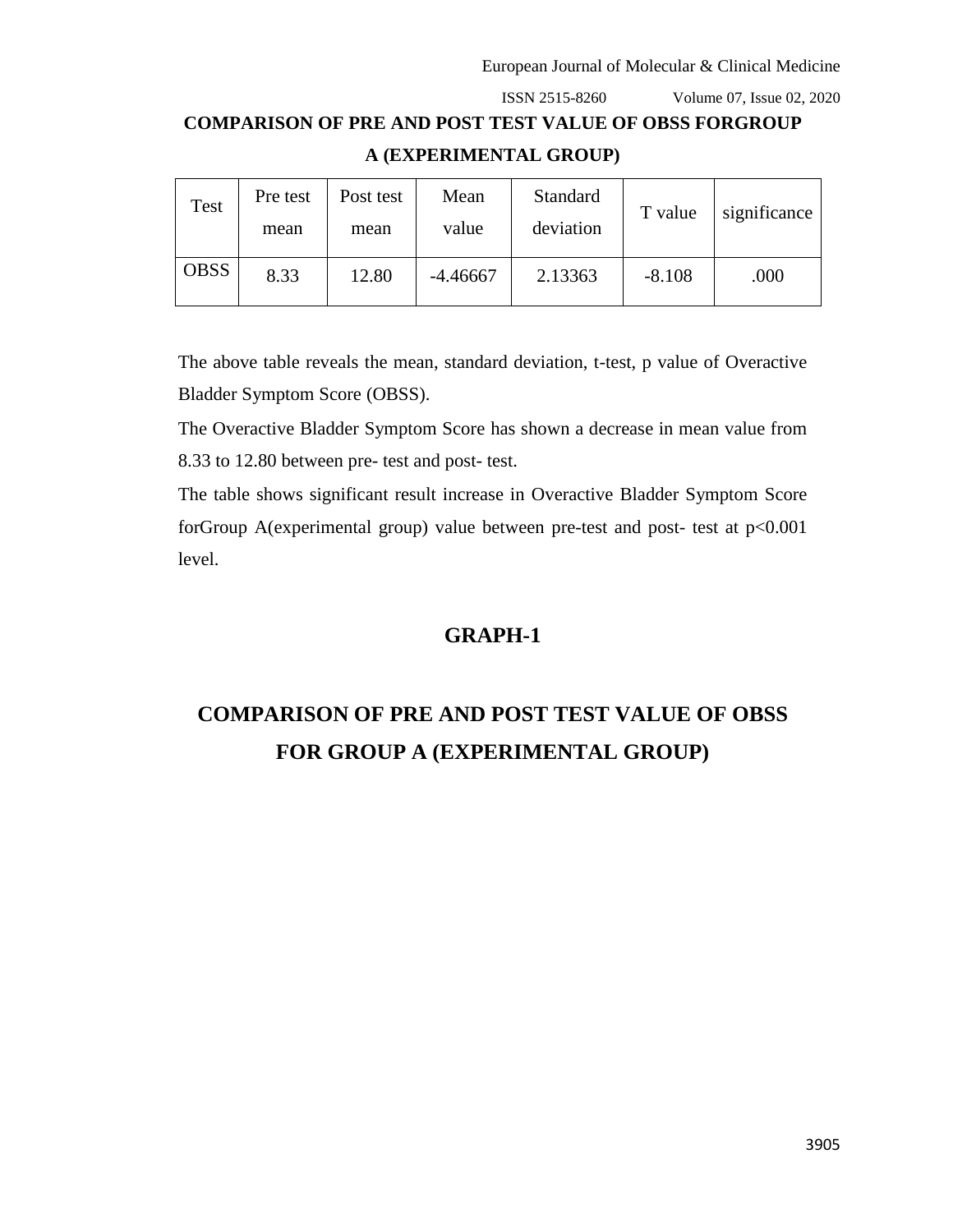**COMPARISON OF PRE AND POST TEST VALUE OF OBSS FORGROUP A (EXPERIMENTAL GROUP)**

| Test | Pre test mean | Post test mean | Mean value | Standard deviation | T value | significance |
|---|---|---|---|---|---|---|
| OBSS | 8.33 | 12.80 | -4.46667 | 2.13363 | -8.108 | .000 |

The above table reveals the mean, standard deviation, t-test, p value of Overactive Bladder Symptom Score (OBSS).

The Overactive Bladder Symptom Score has shown a decrease in mean value from 8.33 to 12.80 between pre- test and post- test.

The table shows significant result increase in Overactive Bladder Symptom Score forGroup A(experimental group) value between pre-test and post- test at $p<0.001$ level.

## GRAPH-1

## COMPARISON OF PRE AND POST TEST VALUE OF OBSS FOR GROUP A (EXPERIMENTAL GROUP)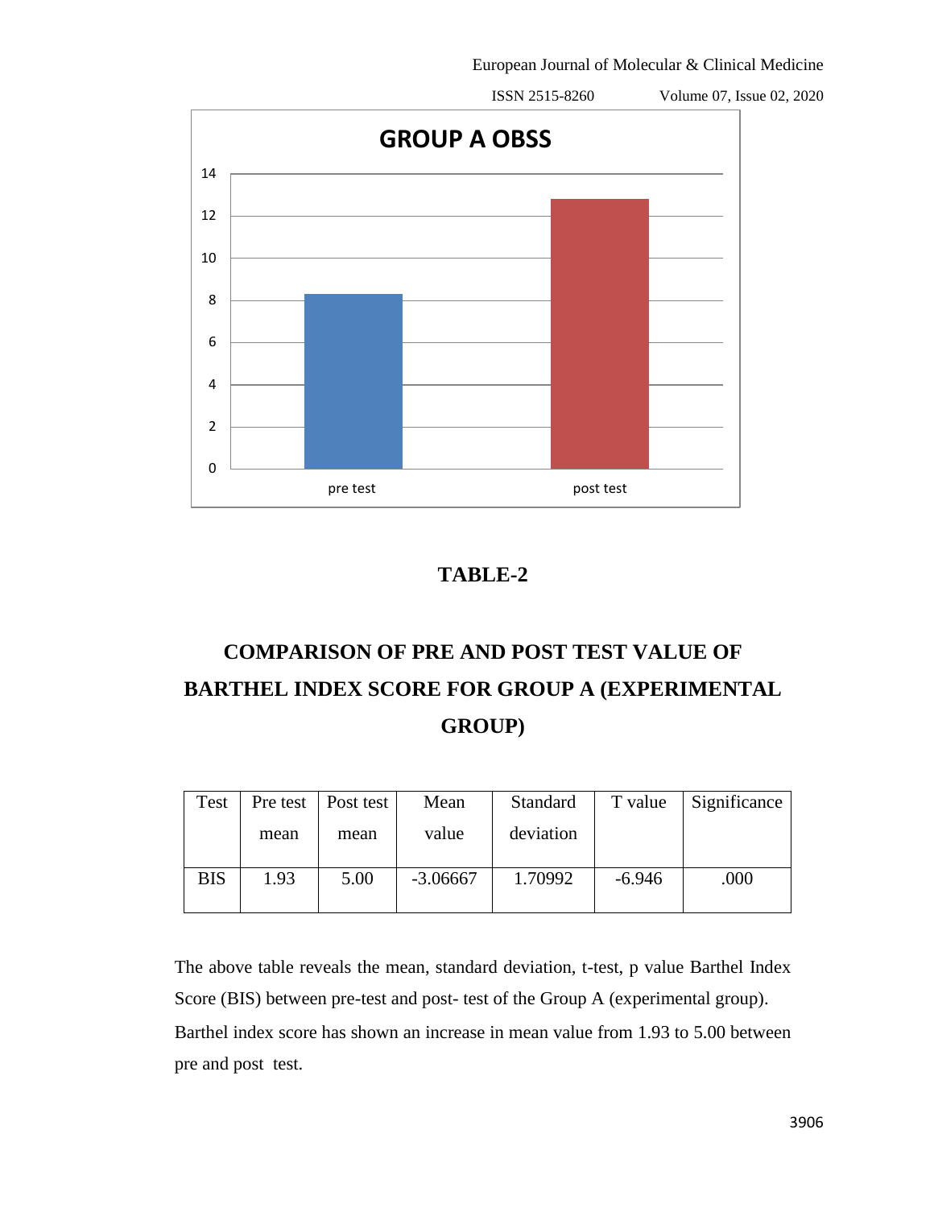GROUP A OBSS

## TABLE-2

## COMPARISON OF PRE AND POST TEST VALUE OF BARTHEL INDEX SCORE FOR GROUP A (EXPERIMENTAL GROUP)

| Test | Pre test mean | Post test mean | Mean value | Standard deviation | T value | Significance |
|---|---|---|---|---|---|---|
| BIS | 1.93 | 5.00 | -3.06667 | 1.70992 | -6.946 | .000 |

The above table reveals the mean, standard deviation, t-test, p value Barthel Index Score (BIS) between pre-test and post- test of the Group A (experimental group). Barthel index score has shown an increase in mean value from 1.93 to 5.00 between pre and post test.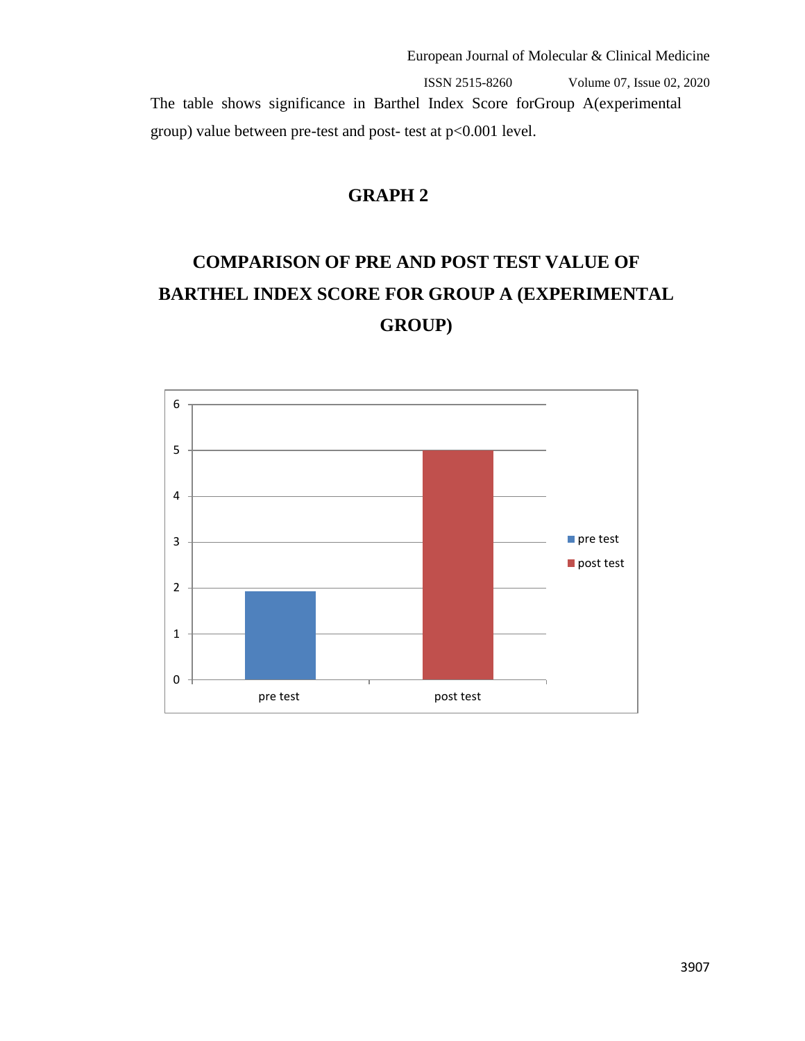The table shows significance in Barthel Index Score forGroup A(experimental group) value between pre-test and post- test at $p<0.001$ level.

## GRAPH 2

## COMPARISON OF PRE AND POST TEST VALUE OF BARTHEL INDEX SCORE FOR GROUP A (EXPERIMENTAL GROUP)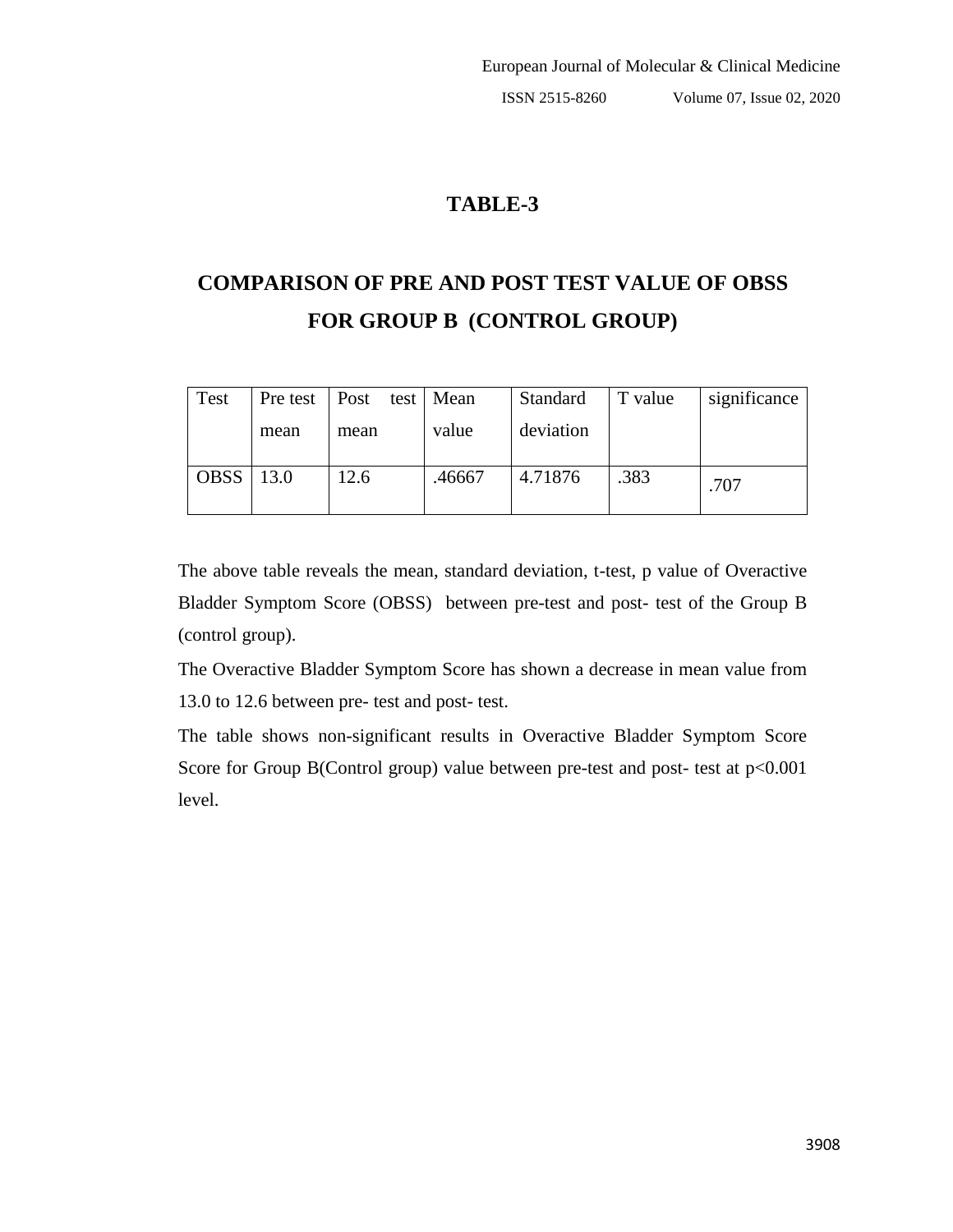## TABLE-3

## COMPARISON OF PRE AND POST TEST VALUE OF OBSS FOR GROUP B (CONTROL GROUP)

| Test | Pre test mean | Post test mean | Mean value | Standard deviation | T value | significance |
|---|---|---|---|---|---|---|
| OBSS | 13.0 | 12.6 | .46667 | 4.71876 | .383 | .707 |

The above table reveals the mean, standard deviation, t-test, p value of Overactive Bladder Symptom Score (OBSS) between pre-test and post- test of the Group B (control group).

The Overactive Bladder Symptom Score has shown a decrease in mean value from 13.0 to 12.6 between pre- test and post- test.

The table shows non-significant results in Overactive Bladder Symptom Score Score for Group B(Control group) value between pre-test and post- test at $p<0.001$ level.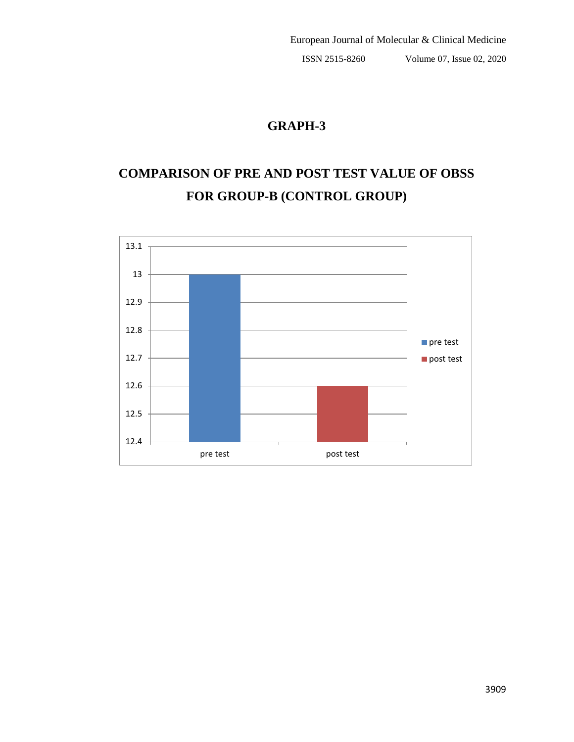## GRAPH-3

## COMPARISON OF PRE AND POST TEST VALUE OF OBSS FOR GROUP-B (CONTROL GROUP)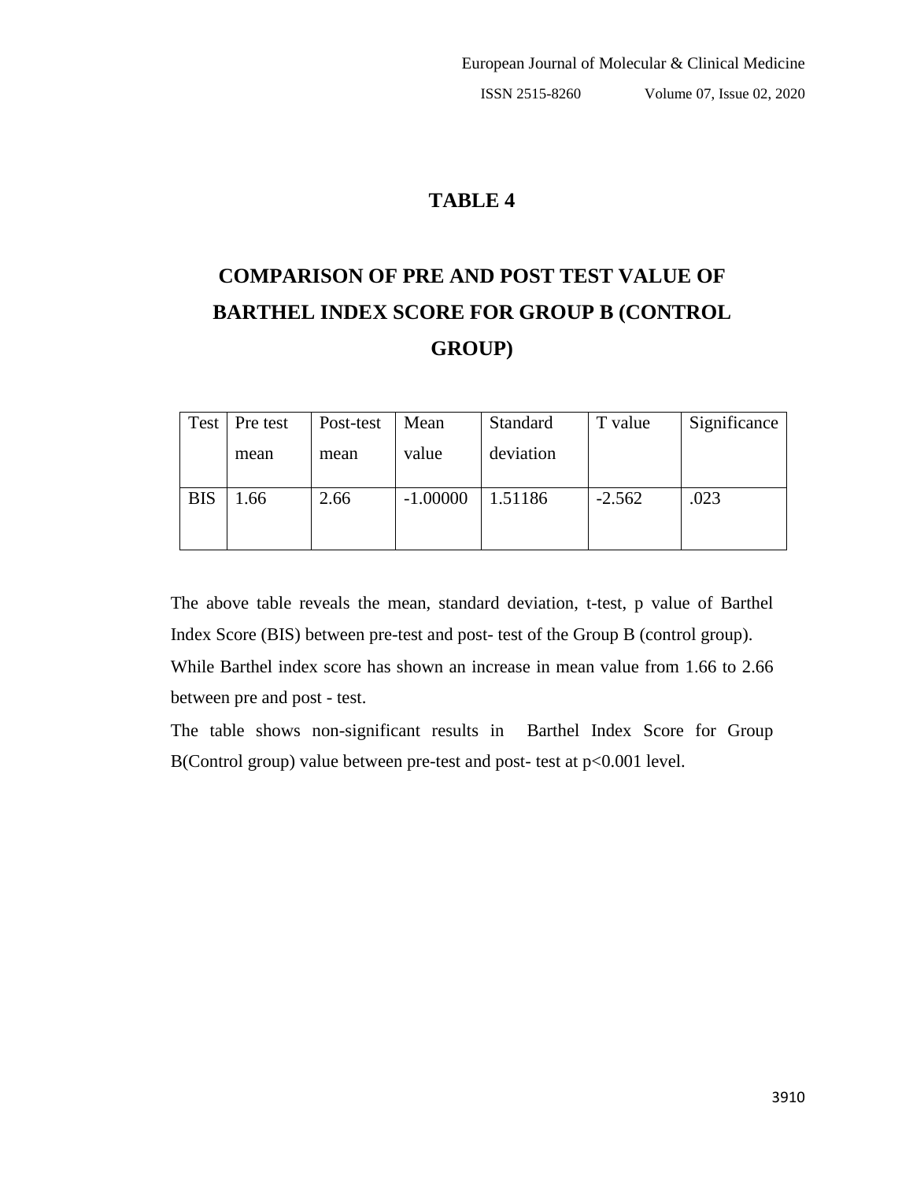# TABLE 4

# COMPARISON OF PRE AND POST TEST VALUE OF BARTHEL INDEX SCORE FOR GROUP B (CONTROL GROUP)

| Test | Pre test mean | Post-test mean | Mean value | Standard deviation | T value | Significance |
|---|---|---|---|---|---|---|
| BIS | 1.66 | 2.66 | -1.00000 | 1.51186 | -2.562 | .023 |

The above table reveals the mean, standard deviation, t-test, p value of Barthel Index Score (BIS) between pre-test and post- test of the Group B (control group). While Barthel index score has shown an increase in mean value from 1.66 to 2.66 between pre and post - test.

The table shows non-significant results in Barthel Index Score for Group B(Control group) value between pre-test and post- test at $p<0.001$ level.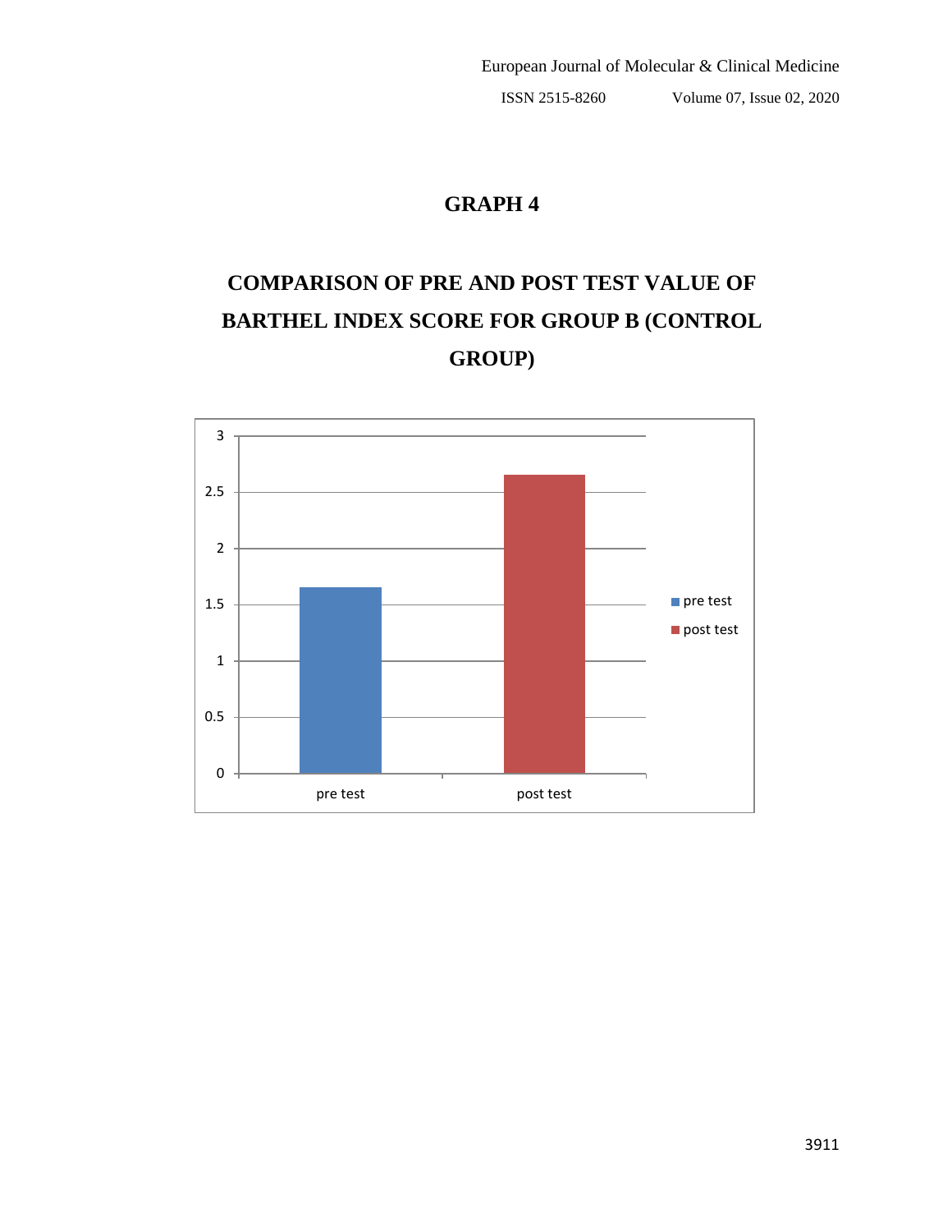## GRAPH 4

## COMPARISON OF PRE AND POST TEST VALUE OF BARTHEL INDEX SCORE FOR GROUP B (CONTROL GROUP)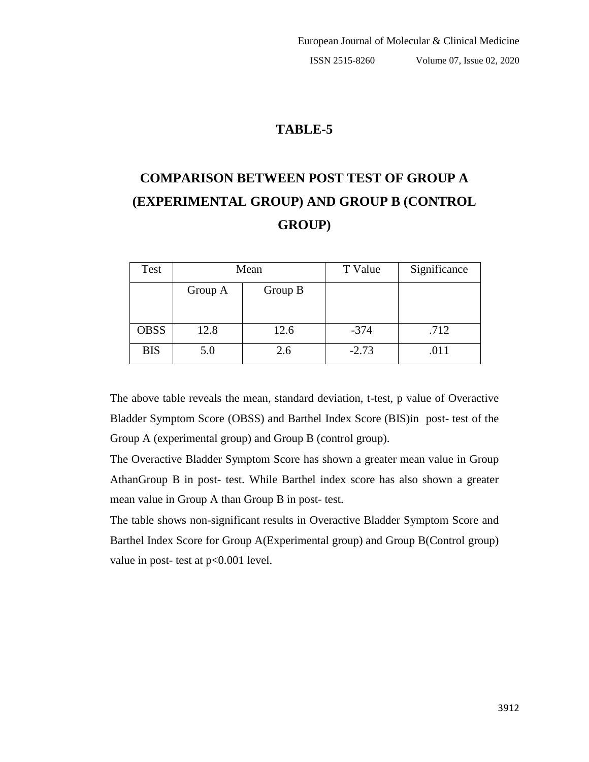## TABLE-5

## COMPARISON BETWEEN POST TEST OF GROUP A (EXPERIMENTAL GROUP) AND GROUP B (CONTROL GROUP)

| Test | Mean | | T Value | Significance |
|---|---|---|---|---|
| | Group A | Group B | | |
| OBSS | 12.8 | 12.6 | -374 | .712 |
| BIS | 5.0 | 2.6 | -2.73 | .011 |

The above table reveals the mean, standard deviation, t-test, p value of Overactive Bladder Symptom Score (OBSS) and Barthel Index Score (BIS)in post- test of the Group A (experimental group) and Group B (control group).

The Overactive Bladder Symptom Score has shown a greater mean value in Group AthanGroup B in post- test. While Barthel index score has also shown a greater mean value in Group A than Group B in post- test.

The table shows non-significant results in Overactive Bladder Symptom Score and Barthel Index Score for Group A(Experimental group) and Group B(Control group) value in post- test at $p<0.001$ level.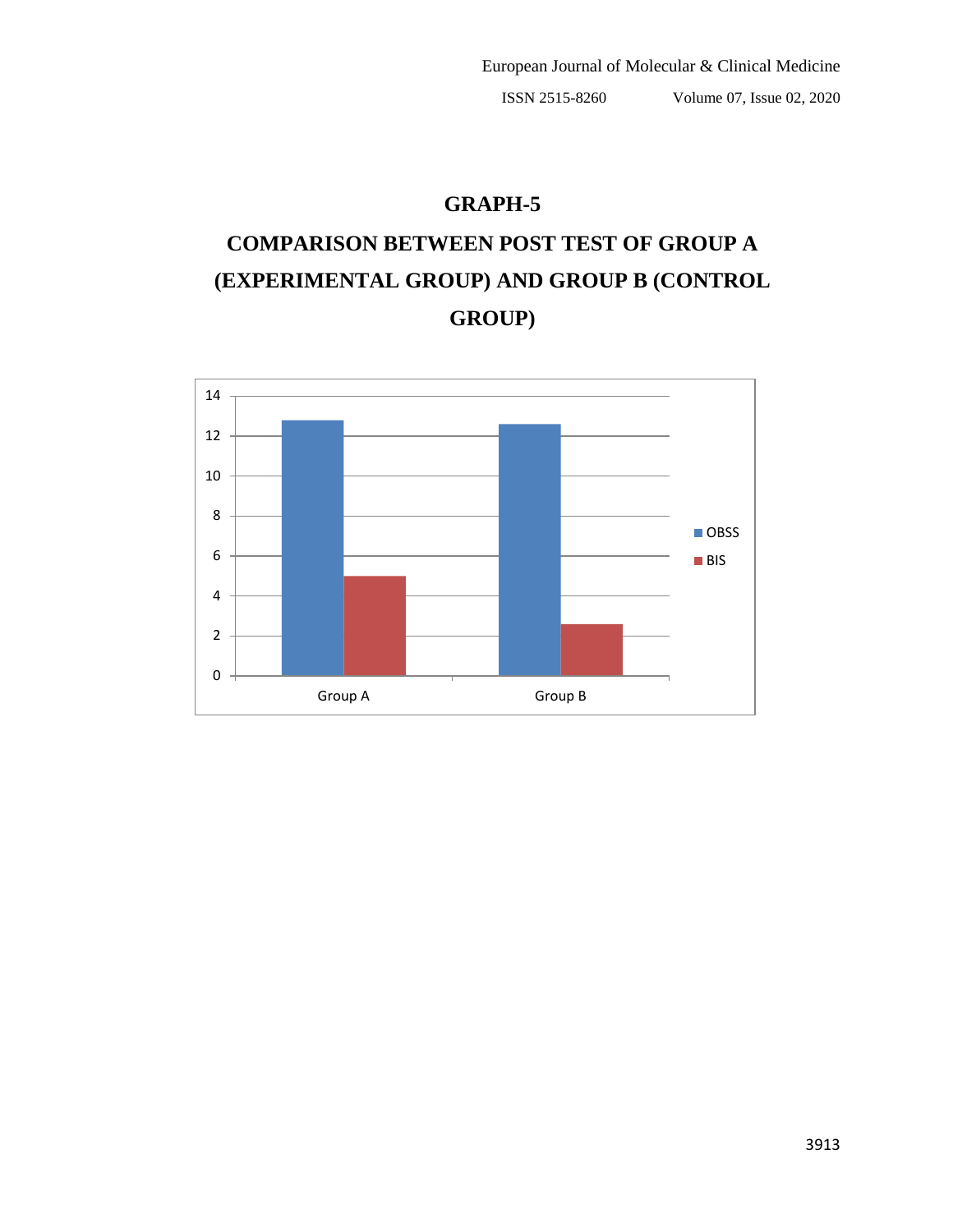## GRAPH-5

## COMPARISON BETWEEN POST TEST OF GROUP A (EXPERIMENTAL GROUP) AND GROUP B (CONTROL GROUP)

14
12
10
8
6
4
2
0

Group A
Group B

OBSS
BIS